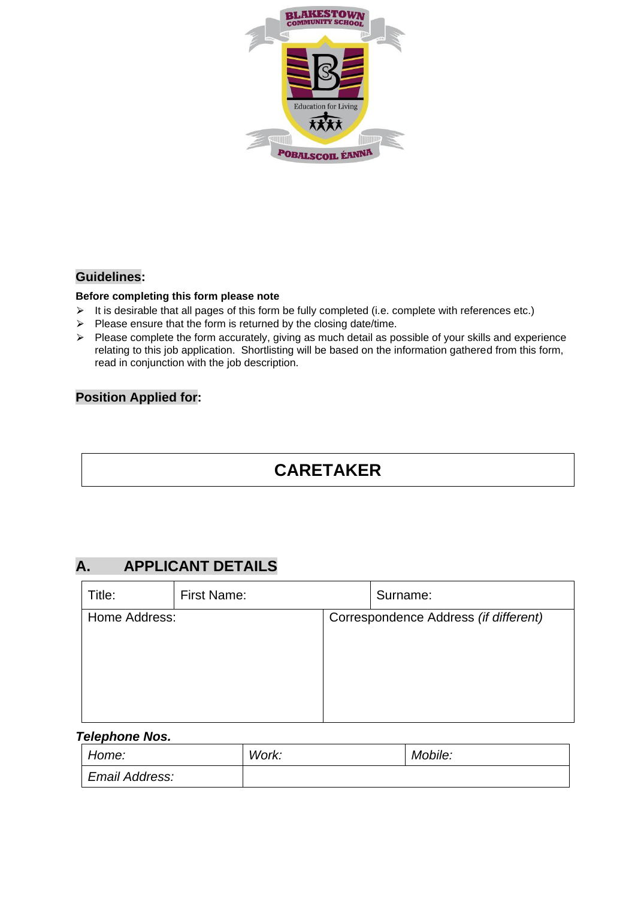## Guidelines:

**Before completing this form please note**

- It is desirable that all pages of this form be fully completed (i.e. complete with references etc.)
- Please ensure that the form is returned by the closing date/time.
- Please complete the form accurately, giving as much detail as possible of your skills and experience relating to this job application. Shortlisting will be based on the information gathered from this form, read in conjunction with the job description.

## Position Applied for:

| CARETAKER |
|---|

## A. APPLICANT DETAILS

| Title: | First Name: | Surname: |
|---|---|---|
| Home Address: | | Correspondence Address *(if different)* |

***Telephone Nos.***

| *Home:* | *Work:* | *Mobile:* |
|---|---|---|
| *Email Address:* | | |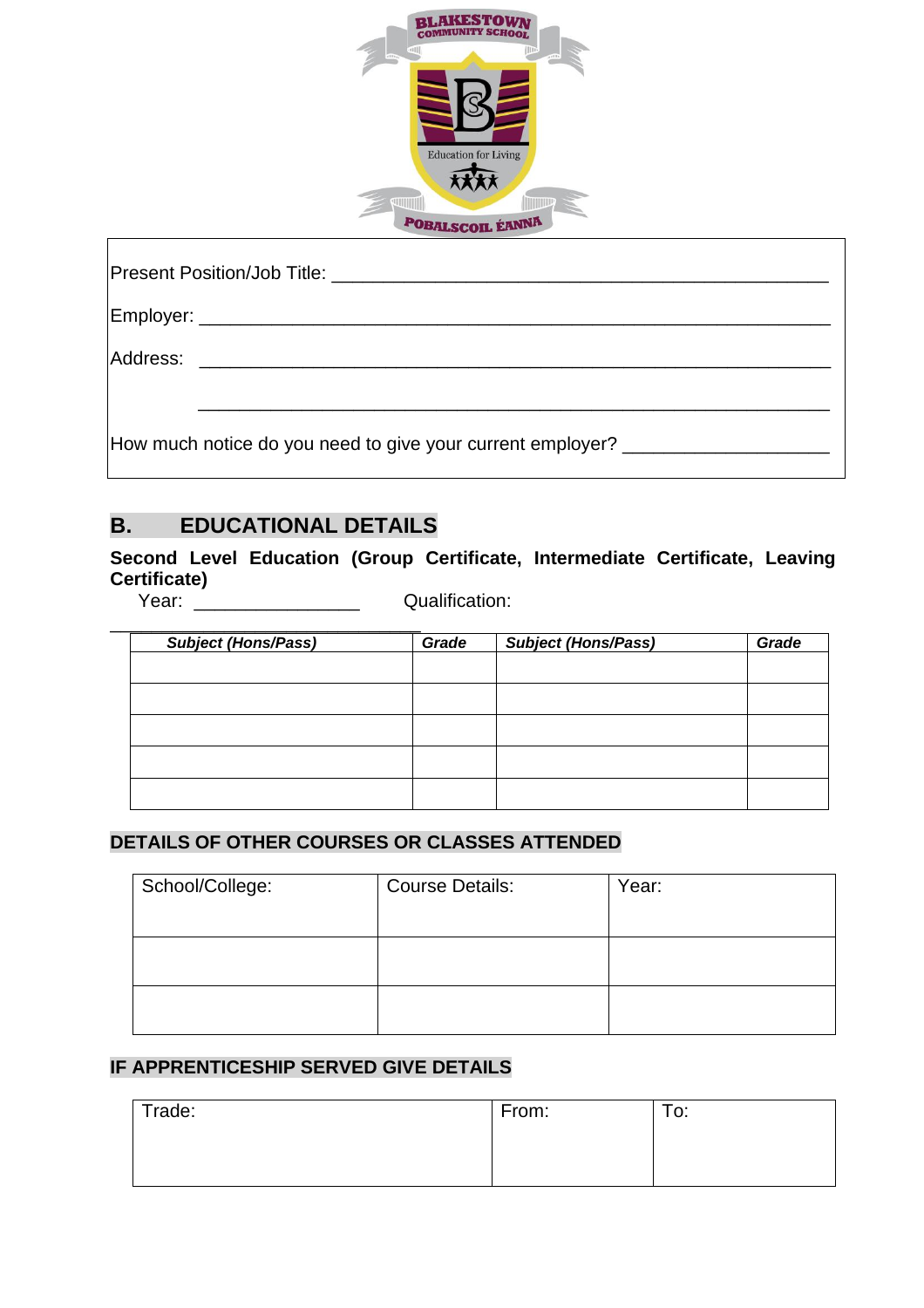BLAKESTOWN COMMUNITY SCHOOL

Education for Living

POBALSCOIL ÉANNA

Present Position/Job Title: ________________________________________________

Employer: ________________________________________________________

Address: ________________________________________________________

________________________________________________________

How much notice do you need to give your current employer? ________________

## B. EDUCATIONAL DETAILS

**Second Level Education (Group Certificate, Intermediate Certificate, Leaving Certificate)**

Year: ______________ Qualification: ______________________________

| *Subject (Hons/Pass)* | *Grade* | *Subject (Hons/Pass)* | *Grade* |
|---|---|---|---|
| | | | |
| | | | |
| | | | |
| | | | |
| | | | |

### DETAILS OF OTHER COURSES OR CLASSES ATTENDED

| School/College: | Course Details: | Year: |
|---|---|---|
| | | |
| | | |

### IF APPRENTICESHIP SERVED GIVE DETAILS

| Trade: | From: | To: |
|---|---|---|
| | | |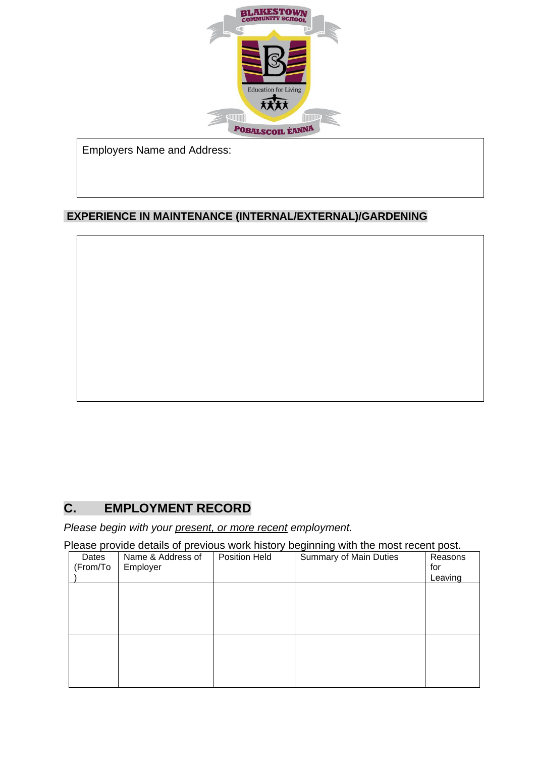| Employers Name and Address: |
| --- |
| |

**EXPERIENCE IN MAINTENANCE (INTERNAL/EXTERNAL)/GARDENING**

| |
| --- |
| |

## C. EMPLOYMENT RECORD

*Please begin with your present, or more recent employment.*

Please provide details of previous work history beginning with the most recent post.

| Dates (From/To) | Name & Address of Employer | Position Held | Summary of Main Duties | Reasons for Leaving |
| --- | --- | --- | --- | --- |
| | | | | |
| | | | | |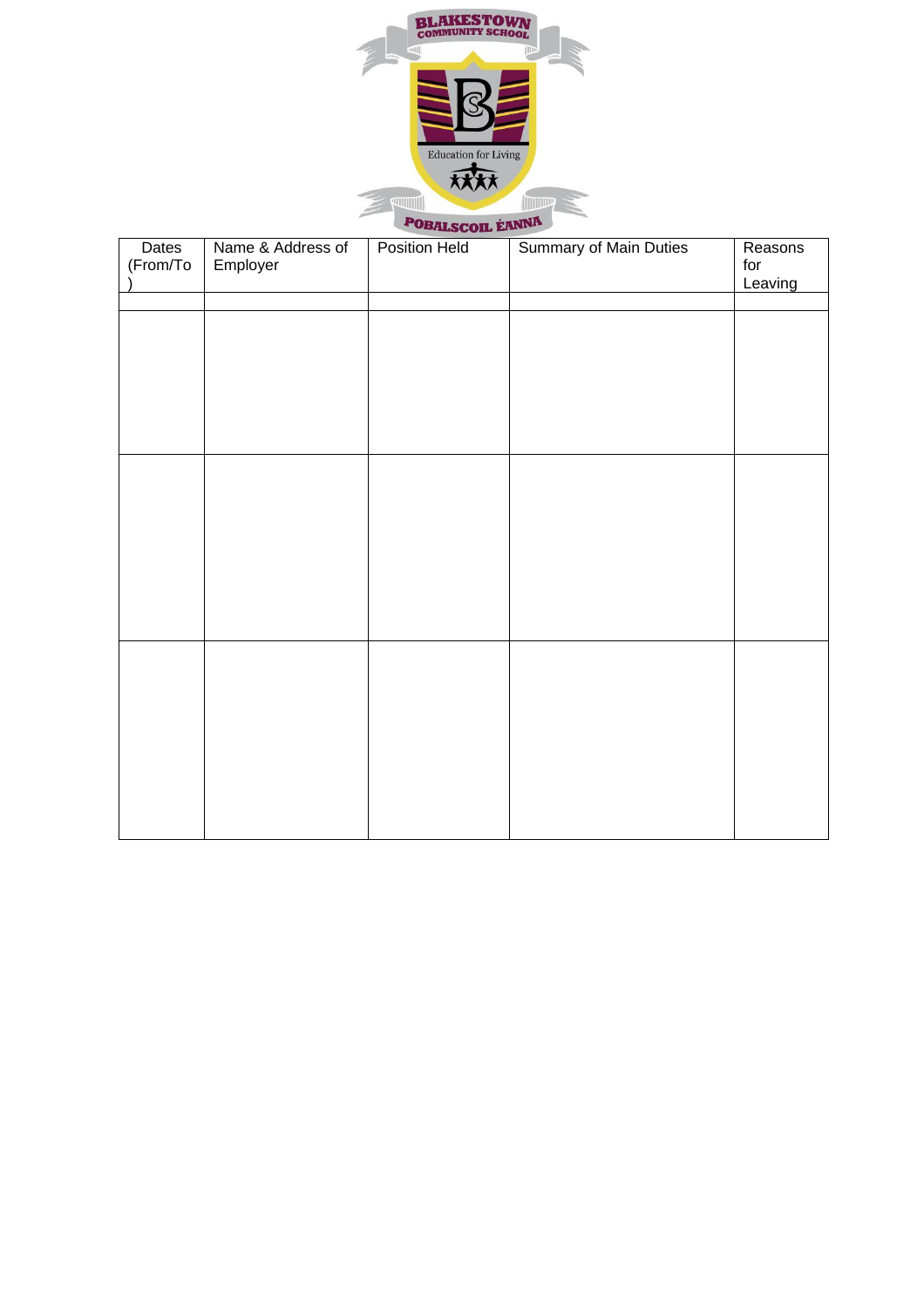| Dates (From/To) | Name & Address of Employer | Position Held | Summary of Main Duties | Reasons for Leaving |
| --- | --- | --- | --- | --- |
| | | | | |
| | | | | |
| | | | | |
| | | | | |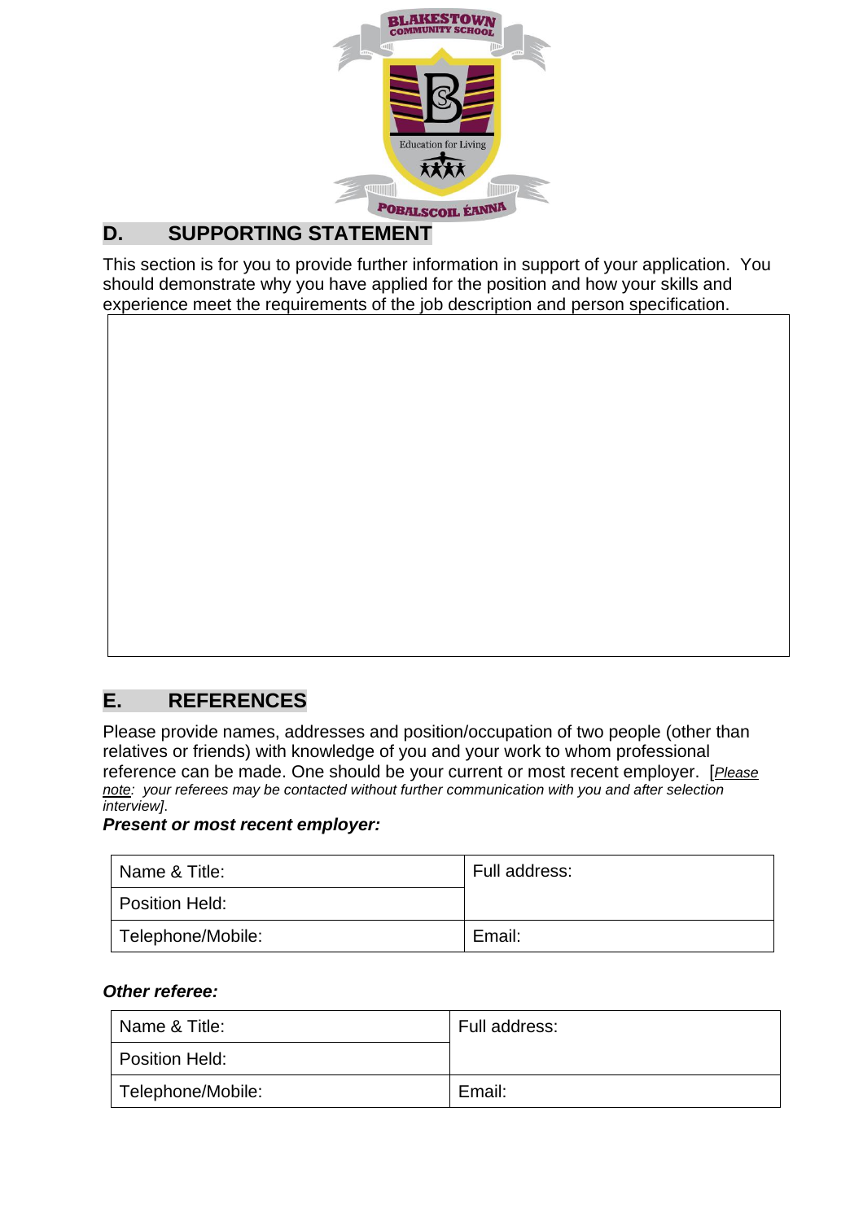## D. SUPPORTING STATEMENT

This section is for you to provide further information in support of your application. You should demonstrate why you have applied for the position and how your skills and experience meet the requirements of the job description and person specification.

| |
|---|
| |

## E. REFERENCES

Please provide names, addresses and position/occupation of two people (other than relatives or friends) with knowledge of you and your work to whom professional reference can be made. One should be your current or most recent employer. [*Please note: your referees may be contacted without further communication with you and after selection interview].*

***Present or most recent employer:***

| Name & Title: | Full address: |
|---|---|
| Position Held: | |
| Telephone/Mobile: | Email: |

***Other referee:***

| Name & Title: | Full address: |
|---|---|
| Position Held: | |
| Telephone/Mobile: | Email: |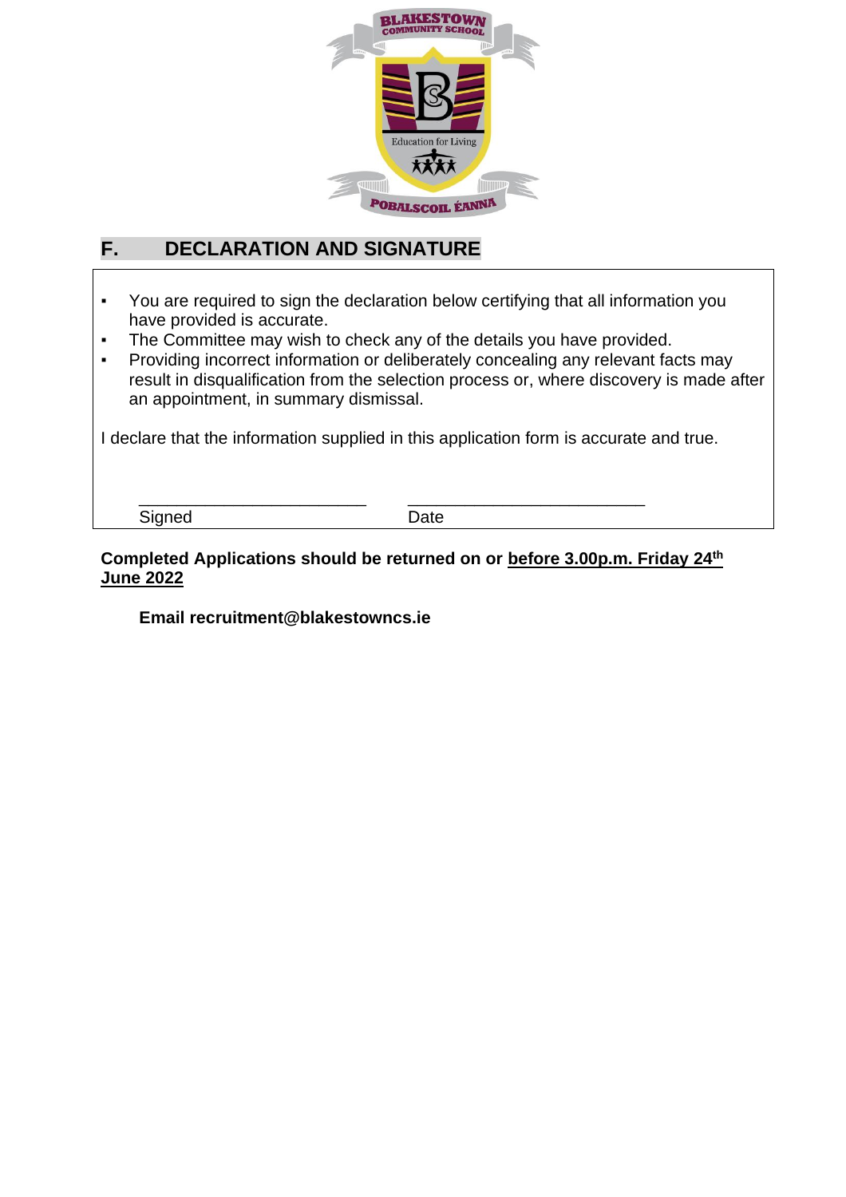## F. DECLARATION AND SIGNATURE

- You are required to sign the declaration below certifying that all information you have provided is accurate.
- The Committee may wish to check any of the details you have provided.
- Providing incorrect information or deliberately concealing any relevant facts may result in disqualification from the selection process or, where discovery is made after an appointment, in summary dismissal.

I declare that the information supplied in this application form is accurate and true.

\_\_\_\_\_\_\_\_\_\_\_\_\_\_\_\_\_\_\_\_\_\_\_\_\_ \_\_\_\_\_\_\_\_\_\_\_\_\_\_\_\_\_\_\_\_\_\_\_\_\_\_
Signed Date

**Completed Applications should be returned on or <u>before 3.00p.m. Friday 24th June 2022</u>**

**Email recruitment@blakestowncs.ie**